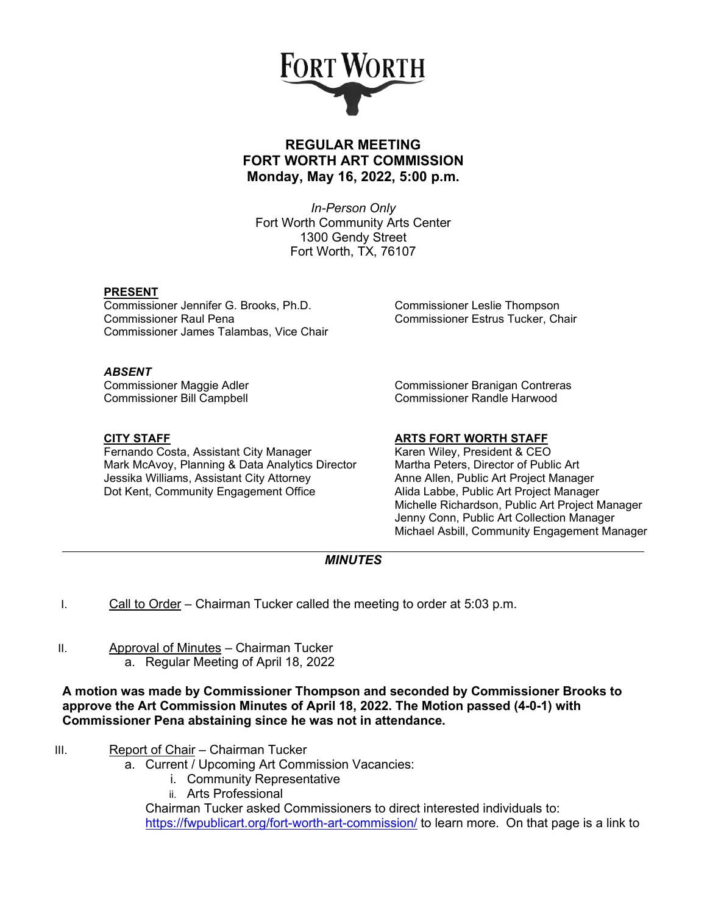FORT WORTH

# REGULAR MEETING
# FORT WORTH ART COMMISSION
## Monday, May 16, 2022, 5:00 p.m.

*In-Person Only*
Fort Worth Community Arts Center
1300 Gendy Street
Fort Worth, TX, 76107

**PRESENT**

Commissioner Jennifer G. Brooks, Ph.D.
Commissioner Raul Pena
Commissioner James Talambas, Vice Chair
Commissioner Leslie Thompson
Commissioner Estrus Tucker, Chair

***ABSENT***

Commissioner Maggie Adler
Commissioner Bill Campbell
Commissioner Branigan Contreras
Commissioner Randle Harwood

**CITY STAFF**

Fernando Costa, Assistant City Manager
Mark McAvoy, Planning & Data Analytics Director
Jessika Williams, Assistant City Attorney
Dot Kent, Community Engagement Office

**ARTS FORT WORTH STAFF**

Karen Wiley, President & CEO
Martha Peters, Director of Public Art
Anne Allen, Public Art Project Manager
Alida Labbe, Public Art Project Manager
Michelle Richardson, Public Art Project Manager
Jenny Conn, Public Art Collection Manager
Michael Asbill, Community Engagement Manager

---

***MINUTES***

I. Call to Order – Chairman Tucker called the meeting to order at 5:03 p.m.

II. Approval of Minutes – Chairman Tucker
   a. Regular Meeting of April 18, 2022

**A motion was made by Commissioner Thompson and seconded by Commissioner Brooks to approve the Art Commission Minutes of April 18, 2022. The Motion passed (4-0-1) with Commissioner Pena abstaining since he was not in attendance.**

III. Report of Chair – Chairman Tucker
   a. Current / Upcoming Art Commission Vacancies:
      i. Community Representative
      ii. Arts Professional

   Chairman Tucker asked Commissioners to direct interested individuals to: https://fwpublicart.org/fort-worth-art-commission/ to learn more. On that page is a link to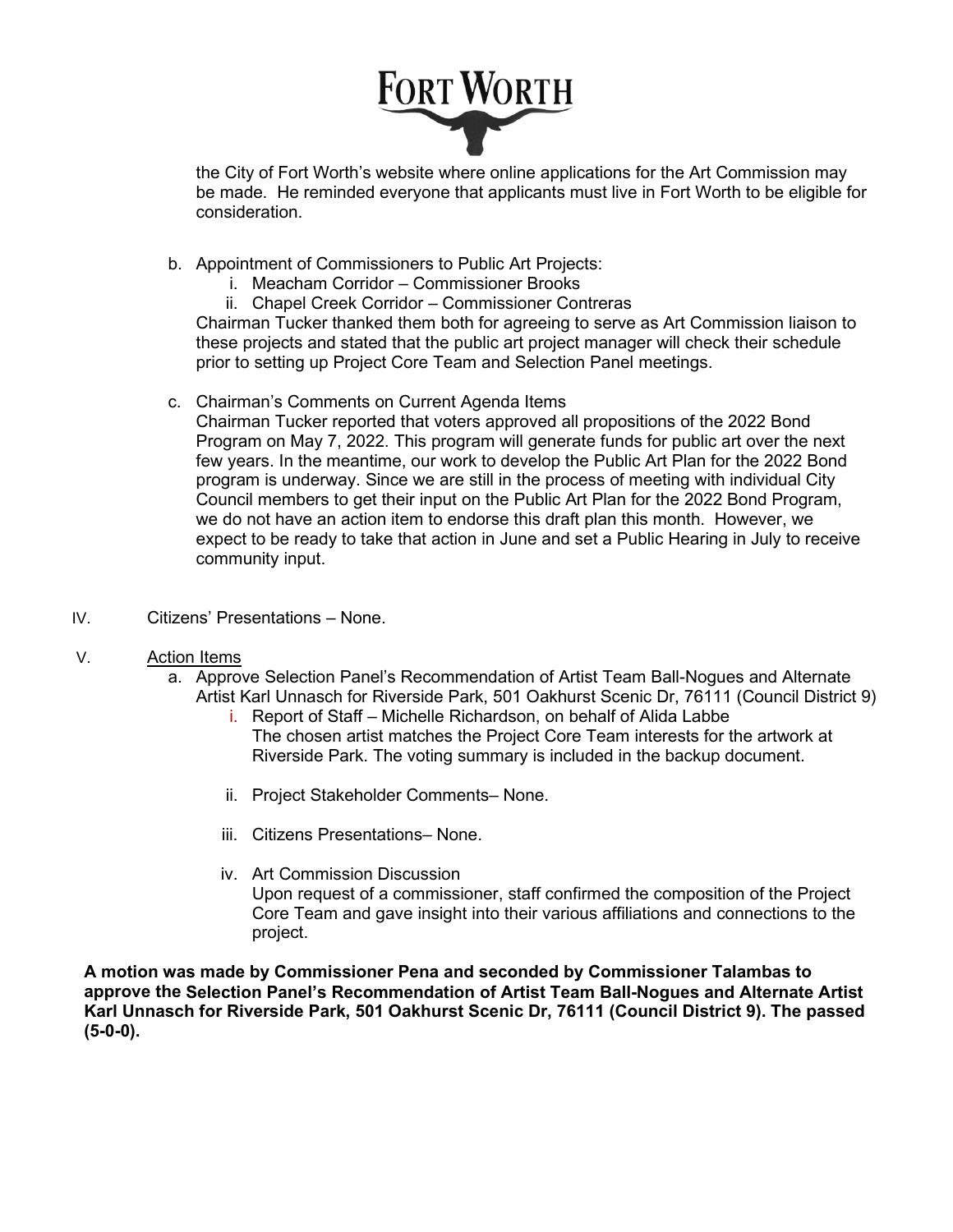the City of Fort Worth's website where online applications for the Art Commission may be made. He reminded everyone that applicants must live in Fort Worth to be eligible for consideration.

b. Appointment of Commissioners to Public Art Projects:
   i. Meacham Corridor – Commissioner Brooks
   ii. Chapel Creek Corridor – Commissioner Contreras

   Chairman Tucker thanked them both for agreeing to serve as Art Commission liaison to these projects and stated that the public art project manager will check their schedule prior to setting up Project Core Team and Selection Panel meetings.

c. Chairman's Comments on Current Agenda Items

   Chairman Tucker reported that voters approved all propositions of the 2022 Bond Program on May 7, 2022. This program will generate funds for public art over the next few years. In the meantime, our work to develop the Public Art Plan for the 2022 Bond program is underway. Since we are still in the process of meeting with individual City Council members to get their input on the Public Art Plan for the 2022 Bond Program, we do not have an action item to endorse this draft plan this month. However, we expect to be ready to take that action in June and set a Public Hearing in July to receive community input.

IV. Citizens' Presentations – None.

V. Action Items

a. Approve Selection Panel's Recommendation of Artist Team Ball-Nogues and Alternate Artist Karl Unnasch for Riverside Park, 501 Oakhurst Scenic Dr, 76111 (Council District 9)
   i. Report of Staff – Michelle Richardson, on behalf of Alida Labbe

      The chosen artist matches the Project Core Team interests for the artwork at Riverside Park. The voting summary is included in the backup document.

   ii. Project Stakeholder Comments– None.

   iii. Citizens Presentations– None.

   iv. Art Commission Discussion

      Upon request of a commissioner, staff confirmed the composition of the Project Core Team and gave insight into their various affiliations and connections to the project.

**A motion was made by Commissioner Pena and seconded by Commissioner Talambas to approve the Selection Panel's Recommendation of Artist Team Ball-Nogues and Alternate Artist Karl Unnasch for Riverside Park, 501 Oakhurst Scenic Dr, 76111 (Council District 9). The passed (5-0-0).**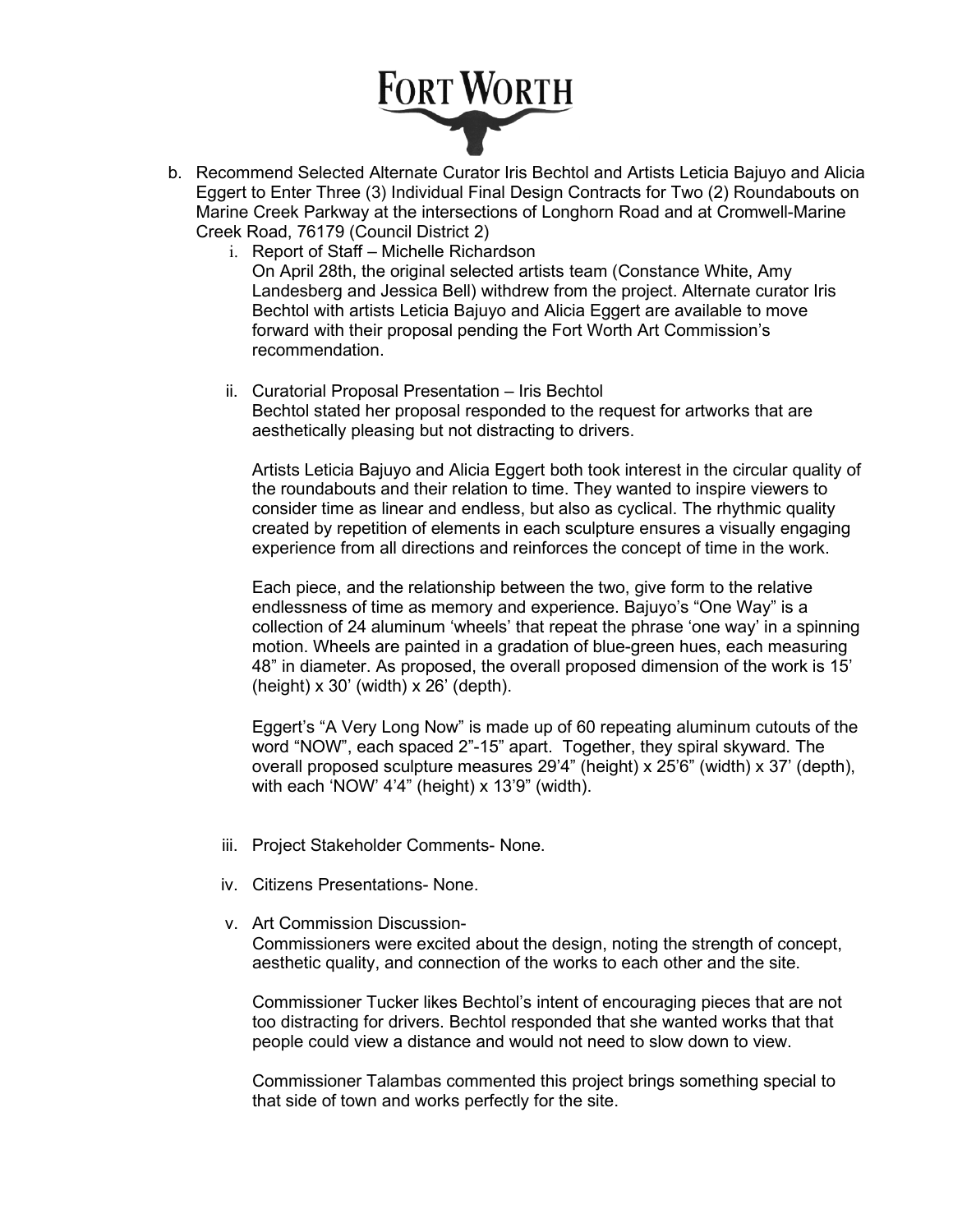b. Recommend Selected Alternate Curator Iris Bechtol and Artists Leticia Bajuyo and Alicia Eggert to Enter Three (3) Individual Final Design Contracts for Two (2) Roundabouts on Marine Creek Parkway at the intersections of Longhorn Road and at Cromwell-Marine Creek Road, 76179 (Council District 2)

   i. Report of Staff – Michelle Richardson
      On April 28th, the original selected artists team (Constance White, Amy Landesberg and Jessica Bell) withdrew from the project. Alternate curator Iris Bechtol with artists Leticia Bajuyo and Alicia Eggert are available to move forward with their proposal pending the Fort Worth Art Commission's recommendation.

   ii. Curatorial Proposal Presentation – Iris Bechtol
      Bechtol stated her proposal responded to the request for artworks that are aesthetically pleasing but not distracting to drivers.

      Artists Leticia Bajuyo and Alicia Eggert both took interest in the circular quality of the roundabouts and their relation to time. They wanted to inspire viewers to consider time as linear and endless, but also as cyclical. The rhythmic quality created by repetition of elements in each sculpture ensures a visually engaging experience from all directions and reinforces the concept of time in the work.

      Each piece, and the relationship between the two, give form to the relative endlessness of time as memory and experience. Bajuyo's "One Way" is a collection of 24 aluminum 'wheels' that repeat the phrase 'one way' in a spinning motion. Wheels are painted in a gradation of blue-green hues, each measuring 48" in diameter. As proposed, the overall proposed dimension of the work is 15' (height) x 30' (width) x 26' (depth).

      Eggert's "A Very Long Now" is made up of 60 repeating aluminum cutouts of the word "NOW", each spaced 2"-15" apart. Together, they spiral skyward. The overall proposed sculpture measures 29'4" (height) x 25'6" (width) x 37' (depth), with each 'NOW' 4'4" (height) x 13'9" (width).

   iii. Project Stakeholder Comments- None.

   iv. Citizens Presentations- None.

   v. Art Commission Discussion-
      Commissioners were excited about the design, noting the strength of concept, aesthetic quality, and connection of the works to each other and the site.

      Commissioner Tucker likes Bechtol's intent of encouraging pieces that are not too distracting for drivers. Bechtol responded that she wanted works that that people could view a distance and would not need to slow down to view.

      Commissioner Talambas commented this project brings something special to that side of town and works perfectly for the site.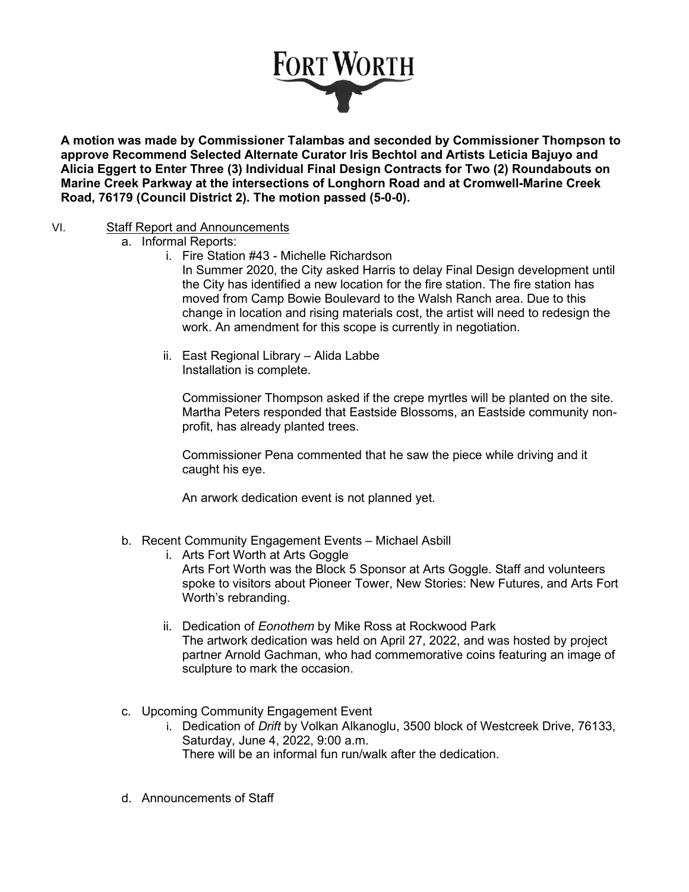**A motion was made by Commissioner Talambas and seconded by Commissioner Thompson to approve Recommend Selected Alternate Curator Iris Bechtol and Artists Leticia Bajuyo and Alicia Eggert to Enter Three (3) Individual Final Design Contracts for Two (2) Roundabouts on Marine Creek Parkway at the intersections of Longhorn Road and at Cromwell-Marine Creek Road, 76179 (Council District 2). The motion passed (5-0-0).**

VI. Staff Report and Announcements

a. Informal Reports:

i. Fire Station #43 - Michelle Richardson

In Summer 2020, the City asked Harris to delay Final Design development until the City has identified a new location for the fire station. The fire station has moved from Camp Bowie Boulevard to the Walsh Ranch area. Due to this change in location and rising materials cost, the artist will need to redesign the work. An amendment for this scope is currently in negotiation.

ii. East Regional Library – Alida Labbe

Installation is complete.

Commissioner Thompson asked if the crepe myrtles will be planted on the site. Martha Peters responded that Eastside Blossoms, an Eastside community non-profit, has already planted trees.

Commissioner Pena commented that he saw the piece while driving and it caught his eye.

An arwork dedication event is not planned yet.

b. Recent Community Engagement Events – Michael Asbill

i. Arts Fort Worth at Arts Goggle

Arts Fort Worth was the Block 5 Sponsor at Arts Goggle. Staff and volunteers spoke to visitors about Pioneer Tower, New Stories: New Futures, and Arts Fort Worth's rebranding.

ii. Dedication of *Eonothem* by Mike Ross at Rockwood Park

The artwork dedication was held on April 27, 2022, and was hosted by project partner Arnold Gachman, who had commemorative coins featuring an image of sculpture to mark the occasion.

c. Upcoming Community Engagement Event

i. Dedication of *Drift* by Volkan Alkanoglu, 3500 block of Westcreek Drive, 76133, Saturday, June 4, 2022, 9:00 a.m.

There will be an informal fun run/walk after the dedication.

d. Announcements of Staff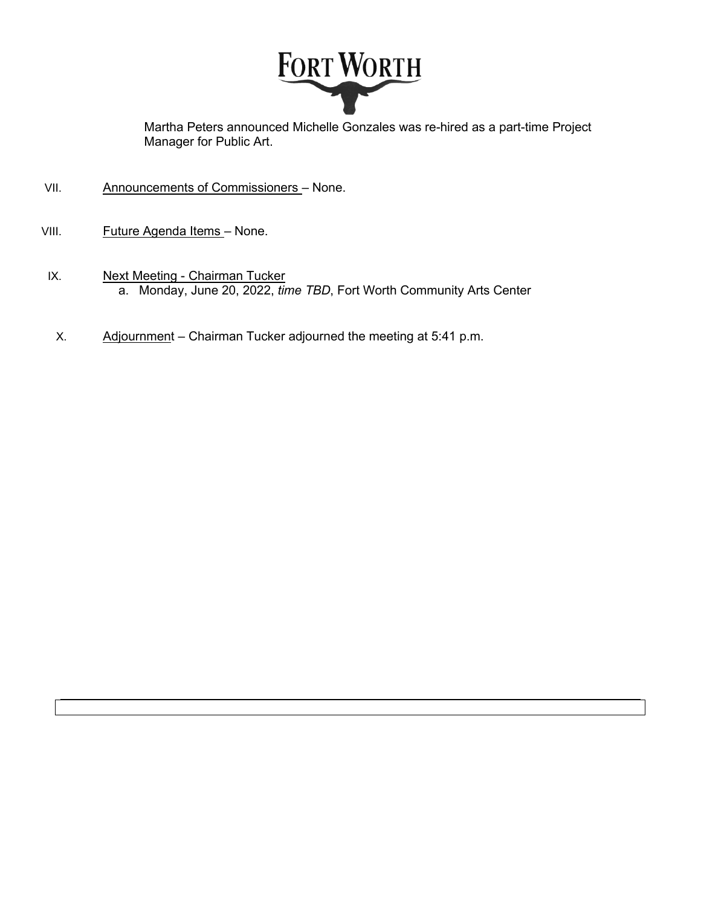Martha Peters announced Michelle Gonzales was re-hired as a part-time Project Manager for Public Art.

VII. Announcements of Commissioners – None.

VIII. Future Agenda Items – None.

IX. Next Meeting - Chairman Tucker

a. Monday, June 20, 2022, *time TBD*, Fort Worth Community Arts Center

X. Adjournment – Chairman Tucker adjourned the meeting at 5:41 p.m.